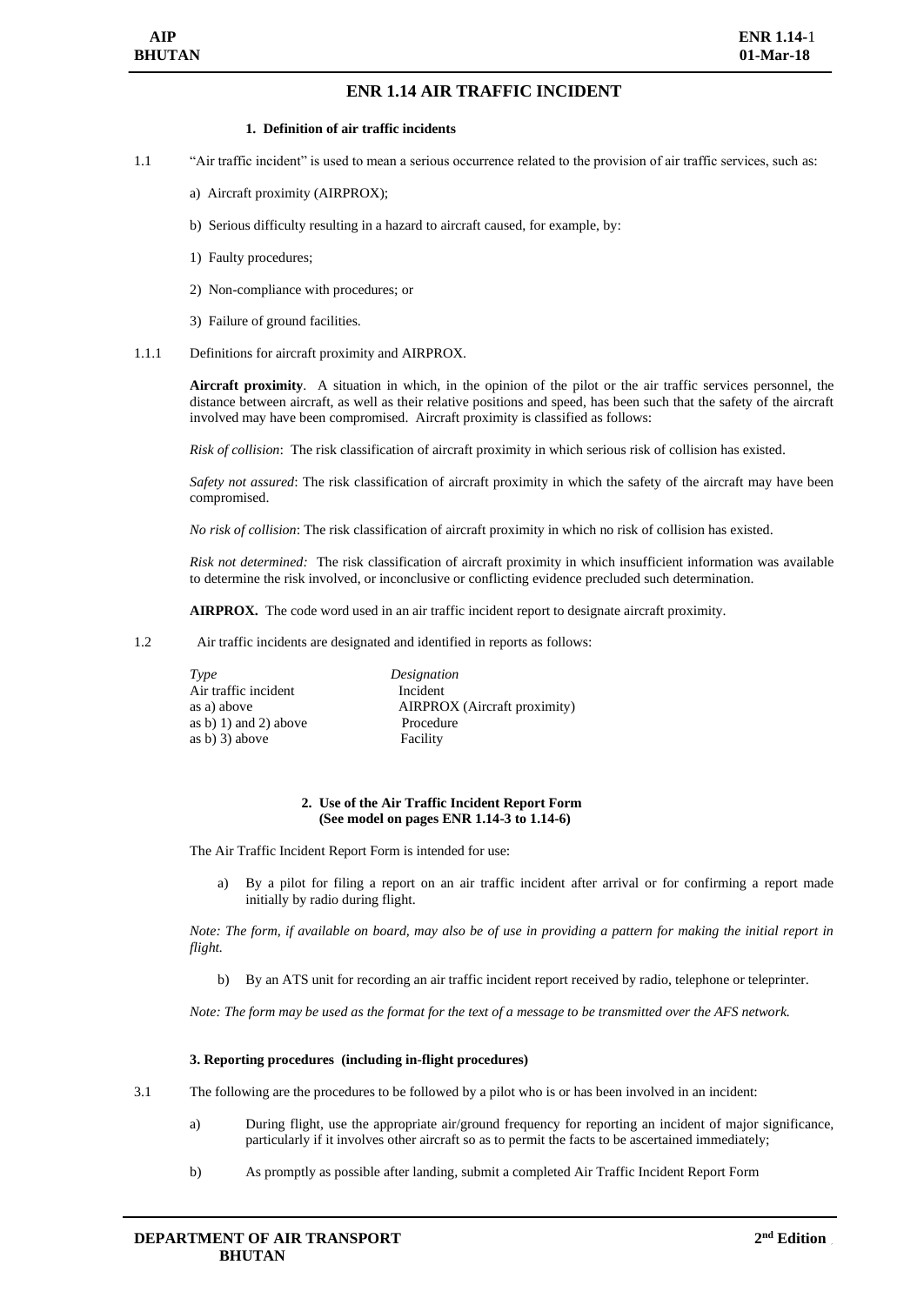# ENR 1.14 AIR TRAFFIC INCIDENT

### 1. Definition of air traffic incidents

1.1 "Air traffic incident" is used to mean a serious occurrence related to the provision of air traffic services, such as:

a) Aircraft proximity (AIRPROX);

b) Serious difficulty resulting in a hazard to aircraft caused, for example, by:

1) Faulty procedures;

2) Non-compliance with procedures; or

3) Failure of ground facilities.

1.1.1 Definitions for aircraft proximity and AIRPROX.

**Aircraft proximity**. A situation in which, in the opinion of the pilot or the air traffic services personnel, the distance between aircraft, as well as their relative positions and speed, has been such that the safety of the aircraft involved may have been compromised. Aircraft proximity is classified as follows:

*Risk of collision*: The risk classification of aircraft proximity in which serious risk of collision has existed.

*Safety not assured*: The risk classification of aircraft proximity in which the safety of the aircraft may have been compromised.

*No risk of collision*: The risk classification of aircraft proximity in which no risk of collision has existed.

*Risk not determined:* The risk classification of aircraft proximity in which insufficient information was available to determine the risk involved, or inconclusive or conflicting evidence precluded such determination.

**AIRPROX.** The code word used in an air traffic incident report to designate aircraft proximity.

1.2 Air traffic incidents are designated and identified in reports as follows:

| *Type* | *Designation* |
|---|---|
| Air traffic incident | Incident |
| as a) above | AIRPROX (Aircraft proximity) |
| as b) 1) and 2) above | Procedure |
| as b) 3) above | Facility |

### 2. Use of the Air Traffic Incident Report Form (See model on pages ENR 1.14-3 to 1.14-6)

The Air Traffic Incident Report Form is intended for use:

a) By a pilot for filing a report on an air traffic incident after arrival or for confirming a report made initially by radio during flight.

*Note: The form, if available on board, may also be of use in providing a pattern for making the initial report in flight.*

b) By an ATS unit for recording an air traffic incident report received by radio, telephone or teleprinter.

*Note: The form may be used as the format for the text of a message to be transmitted over the AFS network.*

### 3. Reporting procedures (including in-flight procedures)

3.1 The following are the procedures to be followed by a pilot who is or has been involved in an incident:

a) During flight, use the appropriate air/ground frequency for reporting an incident of major significance, particularly if it involves other aircraft so as to permit the facts to be ascertained immediately;

b) As promptly as possible after landing, submit a completed Air Traffic Incident Report Form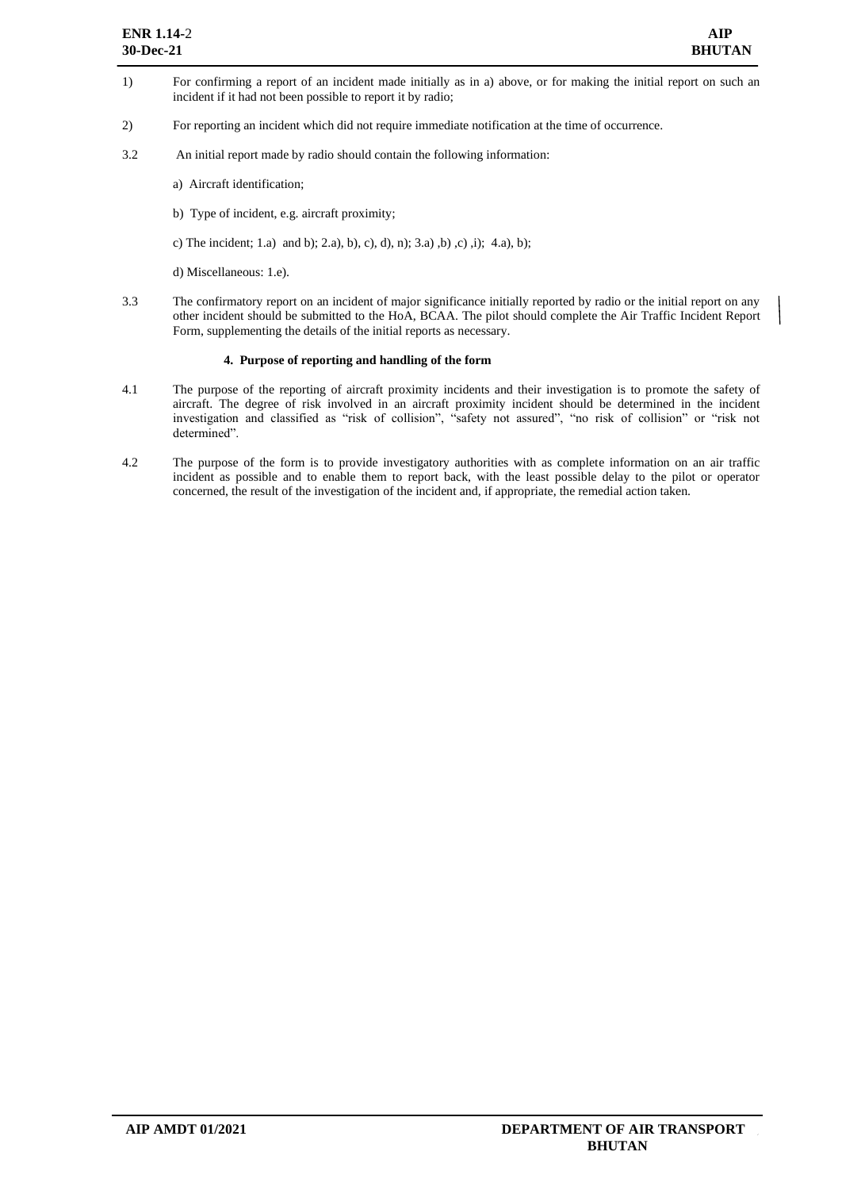1) For confirming a report of an incident made initially as in a) above, or for making the initial report on such an incident if it had not been possible to report it by radio;

2) For reporting an incident which did not require immediate notification at the time of occurrence.

3.2 An initial report made by radio should contain the following information:

a) Aircraft identification;

b) Type of incident, e.g. aircraft proximity;

c) The incident; 1.a) and b); 2.a), b), c), d), n); 3.a) ,b) ,c) ,i); 4.a), b);

d) Miscellaneous: 1.e).

3.3 The confirmatory report on an incident of major significance initially reported by radio or the initial report on any other incident should be submitted to the HoA, BCAA. The pilot should complete the Air Traffic Incident Report Form, supplementing the details of the initial reports as necessary.

#### 4. Purpose of reporting and handling of the form

4.1 The purpose of the reporting of aircraft proximity incidents and their investigation is to promote the safety of aircraft. The degree of risk involved in an aircraft proximity incident should be determined in the incident investigation and classified as "risk of collision", "safety not assured", "no risk of collision" or "risk not determined".

4.2 The purpose of the form is to provide investigatory authorities with as complete information on an air traffic incident as possible and to enable them to report back, with the least possible delay to the pilot or operator concerned, the result of the investigation of the incident and, if appropriate, the remedial action taken.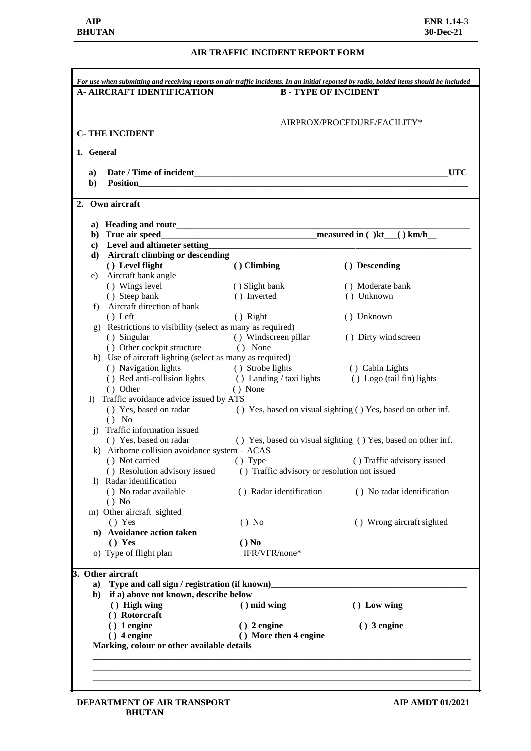## AIR TRAFFIC INCIDENT REPORT FORM

*For use when submitting and receiving reports on air traffic incidents. In an initial reported by radio, bolded items should be included*

**A- AIRCRAFT IDENTIFICATION** **B - TYPE OF INCIDENT**

AIRPROX/PROCEDURE/FACILITY*

**C- THE INCIDENT**

**1. General**

**a) Date / Time of incident_______________________________________________UTC**

**b) Position_______________________________________________________________**

**2. Own aircraft**

**a) Heading and route_______________________________________________________**

**b) True air speed__________________________measured in ( )kt___( ) km/h__**

**c) Level and altimeter setting________________________________________________**

**d) Aircraft climbing or descending**

**( ) Level flight** **( ) Climbing** **( ) Descending**

e) Aircraft bank angle

( ) Wings level ( ) Slight bank ( ) Moderate bank

( ) Steep bank ( ) Inverted ( ) Unknown

f) Aircraft direction of bank

( ) Left ( ) Right ( ) Unknown

g) Restrictions to visibility (select as many as required)

( ) Singular ( ) Windscreen pillar ( ) Dirty windscreen

( ) Other cockpit structure ( ) None

h) Use of aircraft lighting (select as many as required)

( ) Navigation lights ( ) Strobe lights ( ) Cabin Lights

( ) Red anti-collision lights ( ) Landing / taxi lights ( ) Logo (tail fin) lights

( ) Other ( ) None

I) Traffic avoidance advice issued by ATS

( ) Yes, based on radar ( ) Yes, based on visual sighting ( ) Yes, based on other inf.

( ) No

j) Traffic information issued

( ) Yes, based on radar ( ) Yes, based on visual sighting ( ) Yes, based on other inf.

k) Airborne collision avoidance system – ACAS

( ) Not carried ( ) Type ( ) Traffic advisory issued

( ) Resolution advisory issued ( ) Traffic advisory or resolution not issued

l) Radar identification

( ) No radar available ( ) Radar identification ( ) No radar identification

( ) No

m) Other aircraft sighted

( ) Yes ( ) No ( ) Wrong aircraft sighted

**n) Avoidance action taken**

**( ) Yes** **( ) No**

o) Type of flight plan IFR/VFR/none*

**3. Other aircraft**

**a) Type and call sign / registration (if known)___________________________________**

**b) if a) above not known, describe below**

**( ) High wing** **( ) mid wing** **( ) Low wing**

**( ) Rotorcraft**

**( ) 1 engine** **( ) 2 engine** **( ) 3 engine**

**( ) 4 engine** **( ) More then 4 engine**

**Marking, colour or other available details**

_______________________________________________________________________

_______________________________________________________________________

_______________________________________________________________________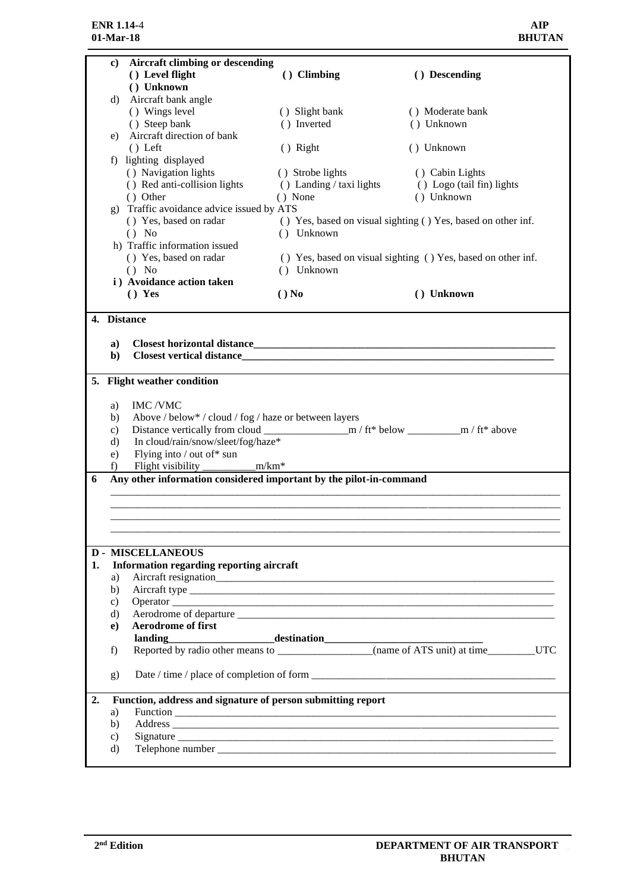**c) Aircraft climbing or descending**

**( ) Level flight** **( ) Climbing** **( ) Descending**

**( ) Unknown**

d) Aircraft bank angle

( ) Wings level ( ) Slight bank ( ) Moderate bank

( ) Steep bank ( ) Inverted ( ) Unknown

e) Aircraft direction of bank

( ) Left ( ) Right ( ) Unknown

f) lighting displayed

( ) Navigation lights ( ) Strobe lights ( ) Cabin Lights

( ) Red anti-collision lights ( ) Landing / taxi lights ( ) Logo (tail fin) lights

( ) Other ( ) None ( ) Unknown

g) Traffic avoidance advice issued by ATS

( ) Yes, based on radar ( ) Yes, based on visual sighting ( ) Yes, based on other inf.

( ) No ( ) Unknown

h) Traffic information issued

( ) Yes, based on radar ( ) Yes, based on visual sighting ( ) Yes, based on other inf.

( ) No ( ) Unknown

**i) Avoidance action taken**

**( ) Yes** **( ) No** **( ) Unknown**

**4. Distance**

**a) Closest horizontal distance**______________________________________________________________

**b) Closest vertical distance**________________________________________________________________

**5. Flight weather condition**

a) IMC /VMC

b) Above / below* / cloud / fog / haze or between layers

c) Distance vertically from cloud ________________m / ft* below __________m / ft* above

d) In cloud/rain/snow/sleet/fog/haze*

e) Flying into / out of* sun

f) Flight visibility __________m/km*

**6 Any other information considered important by the pilot-in-command**

__________________________________________________________________________________________

__________________________________________________________________________________________

__________________________________________________________________________________________

__________________________________________________________________________________________

**D - MISCELLANEOUS**

**1. Information regarding reporting aircraft**

a) Aircraft resignation______________________________________________________________________

b) Aircraft type ___________________________________________________________________________

c) Operator ______________________________________________________________________________

d) Aerodrome of departure __________________________________________________________________

**e) Aerodrome of first landing**____________________**destination**______________________________

f) Reported by radio other means to __________________(name of ATS unit) at time_________UTC

g) Date / time / place of completion of form ________________________________________________

**2. Function, address and signature of person submitting report**

a) Function ______________________________________________________________________________

b) Address _______________________________________________________________________________

c) Signature ______________________________________________________________________________

d) Telephone number ______________________________________________________________________